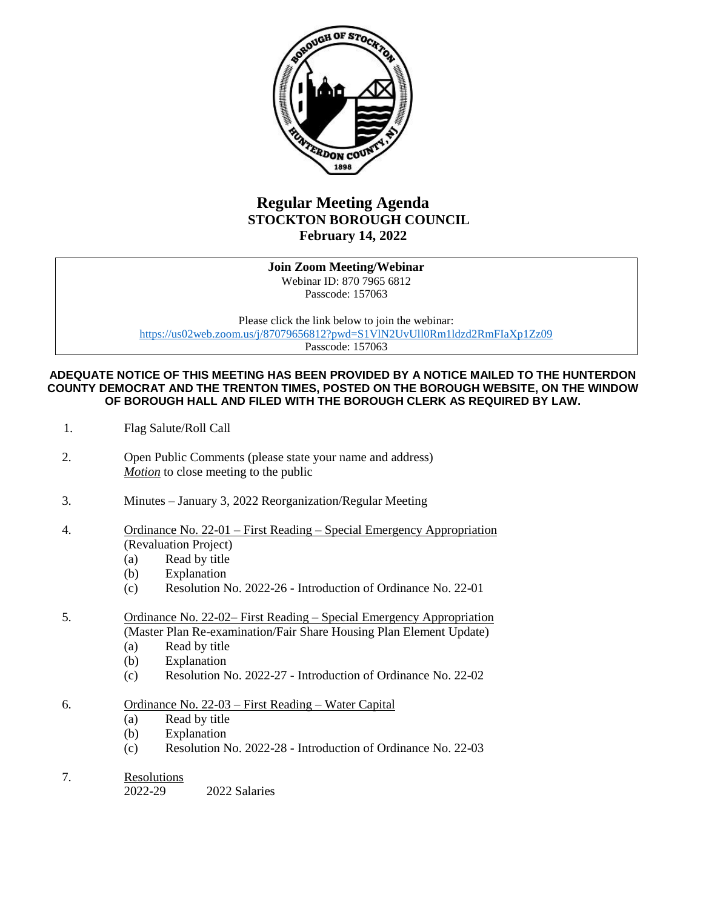# Regular Meeting Agenda
## STOCKTON BOROUGH COUNCIL
## February 14, 2022

**Join Zoom Meeting/Webinar**
Webinar ID: 870 7965 6812
Passcode: 157063

Please click the link below to join the webinar:
https://us02web.zoom.us/j/87079656812?pwd=S1VlN2UvUll0Rm1ldzd2RmFIaXp1Zz09
Passcode: 157063

**ADEQUATE NOTICE OF THIS MEETING HAS BEEN PROVIDED BY A NOTICE MAILED TO THE HUNTERDON COUNTY DEMOCRAT AND THE TRENTON TIMES, POSTED ON THE BOROUGH WEBSITE, ON THE WINDOW OF BOROUGH HALL AND FILED WITH THE BOROUGH CLERK AS REQUIRED BY LAW.**

1. Flag Salute/Roll Call

2. Open Public Comments (please state your name and address)
   *Motion* to close meeting to the public

3. Minutes – January 3, 2022 Reorganization/Regular Meeting

4. Ordinance No. 22-01 – First Reading – Special Emergency Appropriation
   (Revaluation Project)
   (a) Read by title
   (b) Explanation
   (c) Resolution No. 2022-26 - Introduction of Ordinance No. 22-01

5. Ordinance No. 22-02– First Reading – Special Emergency Appropriation
   (Master Plan Re-examination/Fair Share Housing Plan Element Update)
   (a) Read by title
   (b) Explanation
   (c) Resolution No. 2022-27 - Introduction of Ordinance No. 22-02

6. Ordinance No. 22-03 – First Reading – Water Capital
   (a) Read by title
   (b) Explanation
   (c) Resolution No. 2022-28 - Introduction of Ordinance No. 22-03

7. Resolutions
   2022-29 2022 Salaries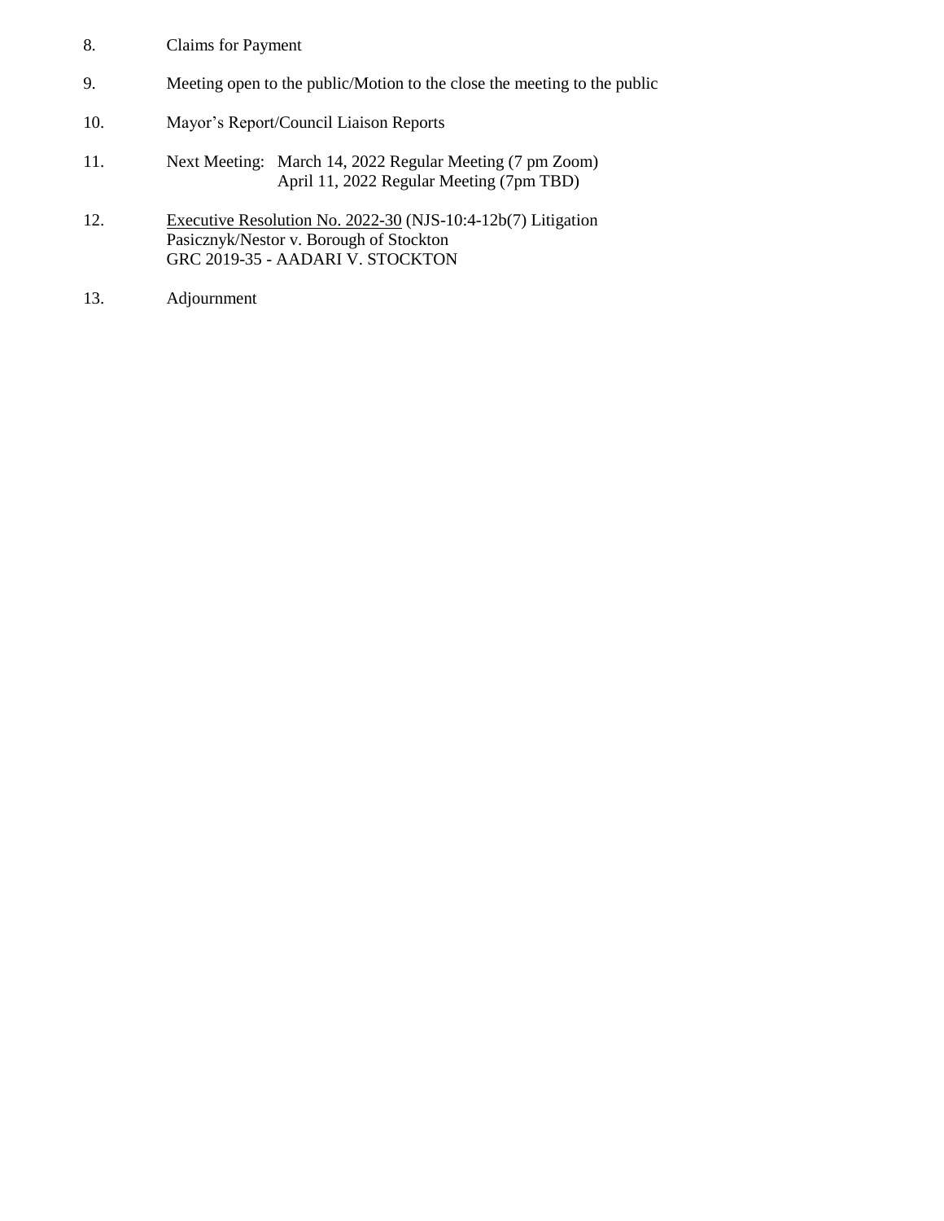8. Claims for Payment

9. Meeting open to the public/Motion to the close the meeting to the public

10. Mayor's Report/Council Liaison Reports

11. Next Meeting: March 14, 2022 Regular Meeting (7 pm Zoom)
    April 11, 2022 Regular Meeting (7pm TBD)

12. Executive Resolution No. 2022-30 (NJS-10:4-12b(7) Litigation
    Pasicznyk/Nestor v. Borough of Stockton
    GRC 2019-35 - AADARI V. STOCKTON

13. Adjournment